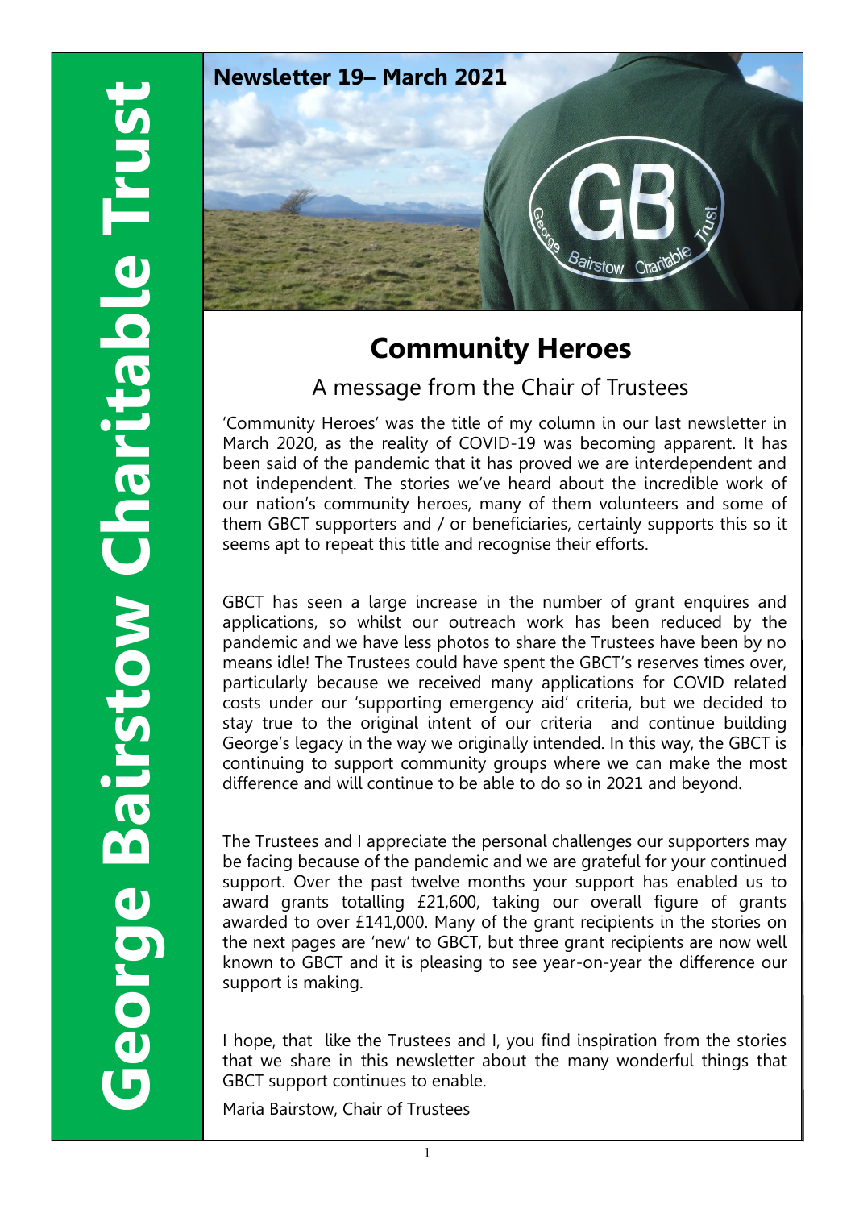# George Bairstow Charitable Trust

**Newsletter 19– March 2021**

## Community Heroes

### A message from the Chair of Trustees

'Community Heroes' was the title of my column in our last newsletter in March 2020, as the reality of COVID-19 was becoming apparent. It has been said of the pandemic that it has proved we are interdependent and not independent. The stories we've heard about the incredible work of our nation's community heroes, many of them volunteers and some of them GBCT supporters and / or beneficiaries, certainly supports this so it seems apt to repeat this title and recognise their efforts.

GBCT has seen a large increase in the number of grant enquires and applications, so whilst our outreach work has been reduced by the pandemic and we have less photos to share the Trustees have been by no means idle! The Trustees could have spent the GBCT's reserves times over, particularly because we received many applications for COVID related costs under our 'supporting emergency aid' criteria, but we decided to stay true to the original intent of our criteria and continue building George's legacy in the way we originally intended. In this way, the GBCT is continuing to support community groups where we can make the most difference and will continue to be able to do so in 2021 and beyond.

The Trustees and I appreciate the personal challenges our supporters may be facing because of the pandemic and we are grateful for your continued support. Over the past twelve months your support has enabled us to award grants totalling £21,600, taking our overall figure of grants awarded to over £141,000. Many of the grant recipients in the stories on the next pages are 'new' to GBCT, but three grant recipients are now well known to GBCT and it is pleasing to see year-on-year the difference our support is making.

I hope, that like the Trustees and I, you find inspiration from the stories that we share in this newsletter about the many wonderful things that GBCT support continues to enable.

Maria Bairstow, Chair of Trustees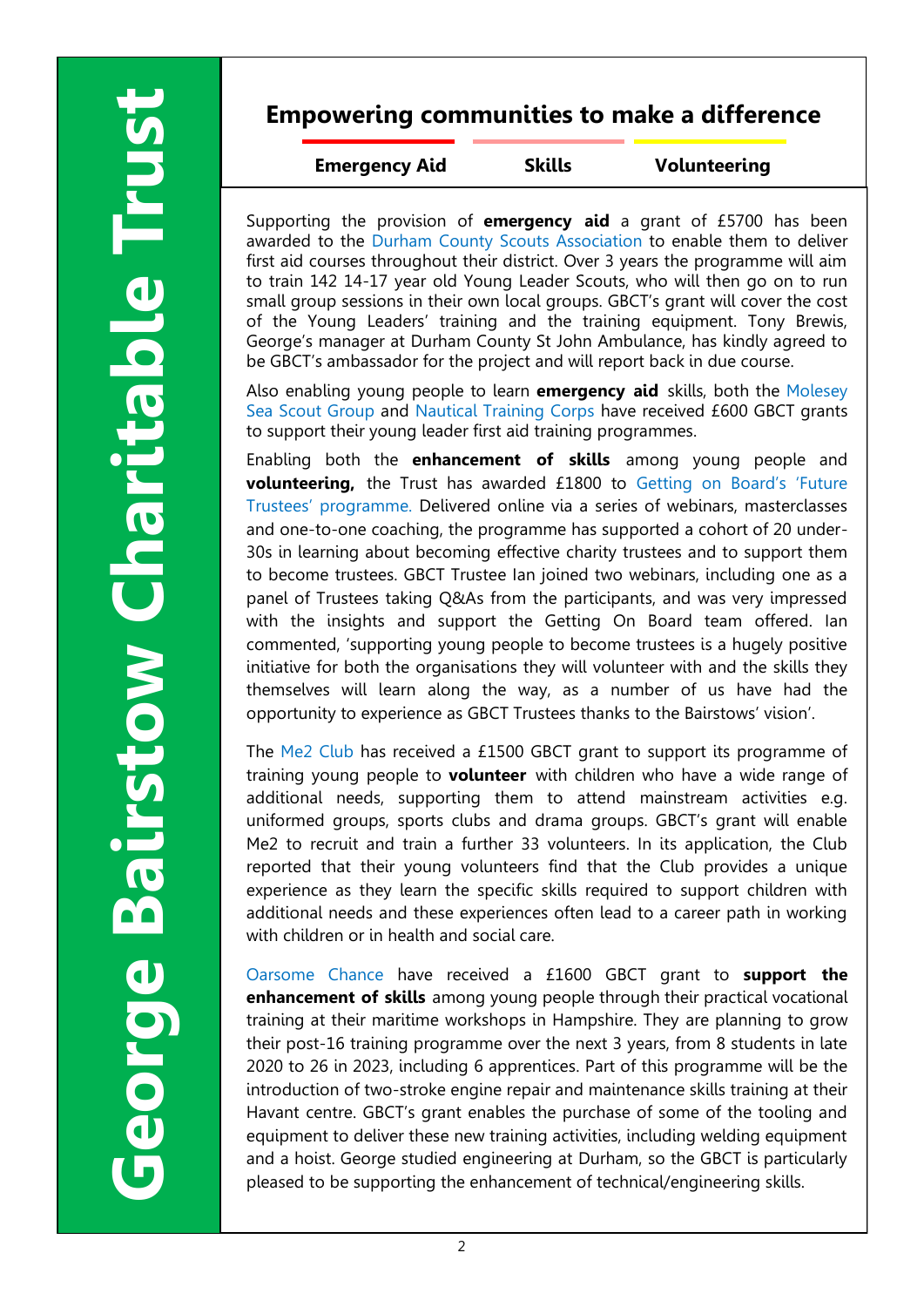# George Bairstow Charitable Trust

## Empowering communities to make a difference

**Emergency Aid** | **Skills** | **Volunteering**

Supporting the provision of **emergency aid** a grant of £5700 has been awarded to the Durham County Scouts Association to enable them to deliver first aid courses throughout their district. Over 3 years the programme will aim to train 142 14-17 year old Young Leader Scouts, who will then go on to run small group sessions in their own local groups. GBCT's grant will cover the cost of the Young Leaders' training and the training equipment. Tony Brewis, George's manager at Durham County St John Ambulance, has kindly agreed to be GBCT's ambassador for the project and will report back in due course.

Also enabling young people to learn **emergency aid** skills, both the Molesey Sea Scout Group and Nautical Training Corps have received £600 GBCT grants to support their young leader first aid training programmes.

Enabling both the **enhancement of skills** among young people and **volunteering,** the Trust has awarded £1800 to Getting on Board's 'Future Trustees' programme. Delivered online via a series of webinars, masterclasses and one-to-one coaching, the programme has supported a cohort of 20 under-30s in learning about becoming effective charity trustees and to support them to become trustees. GBCT Trustee Ian joined two webinars, including one as a panel of Trustees taking Q&As from the participants, and was very impressed with the insights and support the Getting On Board team offered. Ian commented, 'supporting young people to become trustees is a hugely positive initiative for both the organisations they will volunteer with and the skills they themselves will learn along the way, as a number of us have had the opportunity to experience as GBCT Trustees thanks to the Bairstows' vision'.

The Me2 Club has received a £1500 GBCT grant to support its programme of training young people to **volunteer** with children who have a wide range of additional needs, supporting them to attend mainstream activities e.g. uniformed groups, sports clubs and drama groups. GBCT's grant will enable Me2 to recruit and train a further 33 volunteers. In its application, the Club reported that their young volunteers find that the Club provides a unique experience as they learn the specific skills required to support children with additional needs and these experiences often lead to a career path in working with children or in health and social care.

Oarsome Chance have received a £1600 GBCT grant to **support the enhancement of skills** among young people through their practical vocational training at their maritime workshops in Hampshire. They are planning to grow their post-16 training programme over the next 3 years, from 8 students in late 2020 to 26 in 2023, including 6 apprentices. Part of this programme will be the introduction of two-stroke engine repair and maintenance skills training at their Havant centre. GBCT's grant enables the purchase of some of the tooling and equipment to deliver these new training activities, including welding equipment and a hoist. George studied engineering at Durham, so the GBCT is particularly pleased to be supporting the enhancement of technical/engineering skills.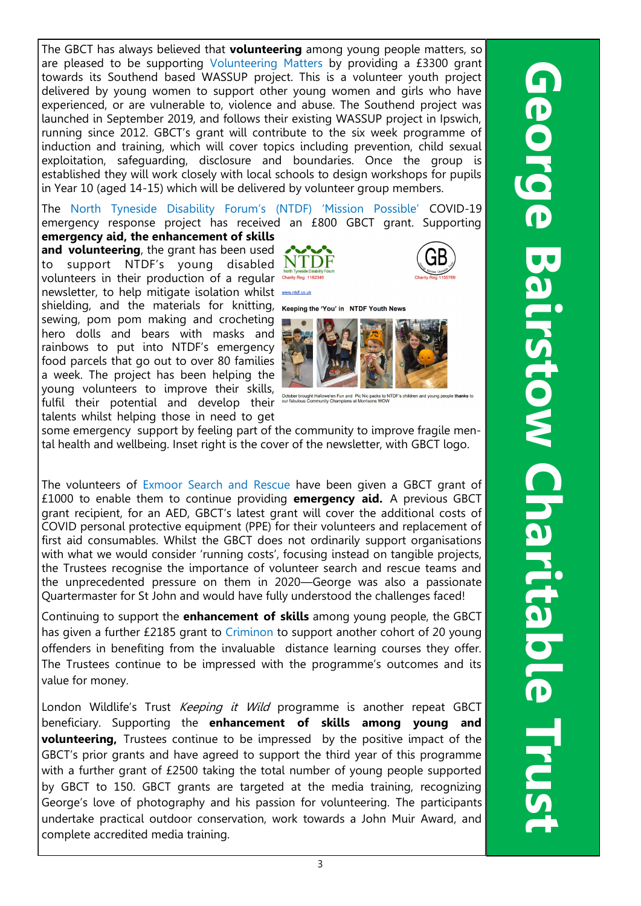The GBCT has always believed that **volunteering** among young people matters, so are pleased to be supporting Volunteering Matters by providing a £3300 grant towards its Southend based WASSUP project. This is a volunteer youth project delivered by young women to support other young women and girls who have experienced, or are vulnerable to, violence and abuse. The Southend project was launched in September 2019, and follows their existing WASSUP project in Ipswich, running since 2012. GBCT's grant will contribute to the six week programme of induction and training, which will cover topics including prevention, child sexual exploitation, safeguarding, disclosure and boundaries. Once the group is established they will work closely with local schools to design workshops for pupils in Year 10 (aged 14-15) which will be delivered by volunteer group members.

The North Tyneside Disability Forum's (NTDF) 'Mission Possible' COVID-19 emergency response project has received an £800 GBCT grant. Supporting **emergency aid, the enhancement of skills and volunteering**, the grant has been used to support NTDF's young disabled volunteers in their production of a regular newsletter, to help mitigate isolation whilst shielding, and the materials for knitting, sewing, pom pom making and crocheting hero dolls and bears with masks and rainbows to put into NTDF's emergency food parcels that go out to over 80 families a week. The project has been helping the young volunteers to improve their skills, fulfil their potential and develop their talents whilst helping those in need to get some emergency support by feeling part of the community to improve fragile mental health and wellbeing. Inset right is the cover of the newsletter, with GBCT logo.

NTDF North Tyneside Disability Forum Charity Reg 1182346 www.ntdf.co.uk

GB Charity Reg 1155769

Keeping the 'You' in NTDF Youth News

October brought Hallowe'en Fun and Pic Nic packs to NTDF's children and young people **thanks** to our fabulous Community Champions at Morrisons WOW

The volunteers of Exmoor Search and Rescue have been given a GBCT grant of £1000 to enable them to continue providing **emergency aid.** A previous GBCT grant recipient, for an AED, GBCT's latest grant will cover the additional costs of COVID personal protective equipment (PPE) for their volunteers and replacement of first aid consumables. Whilst the GBCT does not ordinarily support organisations with what we would consider 'running costs', focusing instead on tangible projects, the Trustees recognise the importance of volunteer search and rescue teams and the unprecedented pressure on them in 2020—George was also a passionate Quartermaster for St John and would have fully understood the challenges faced!

Continuing to support the **enhancement of skills** among young people, the GBCT has given a further £2185 grant to Criminon to support another cohort of 20 young offenders in benefiting from the invaluable distance learning courses they offer. The Trustees continue to be impressed with the programme's outcomes and its value for money.

London Wildlife's Trust *Keeping it Wild* programme is another repeat GBCT beneficiary. Supporting the **enhancement of skills among young and volunteering,** Trustees continue to be impressed by the positive impact of the GBCT's prior grants and have agreed to support the third year of this programme with a further grant of £2500 taking the total number of young people supported by GBCT to 150. GBCT grants are targeted at the media training, recognizing George's love of photography and his passion for volunteering. The participants undertake practical outdoor conservation, work towards a John Muir Award, and complete accredited media training.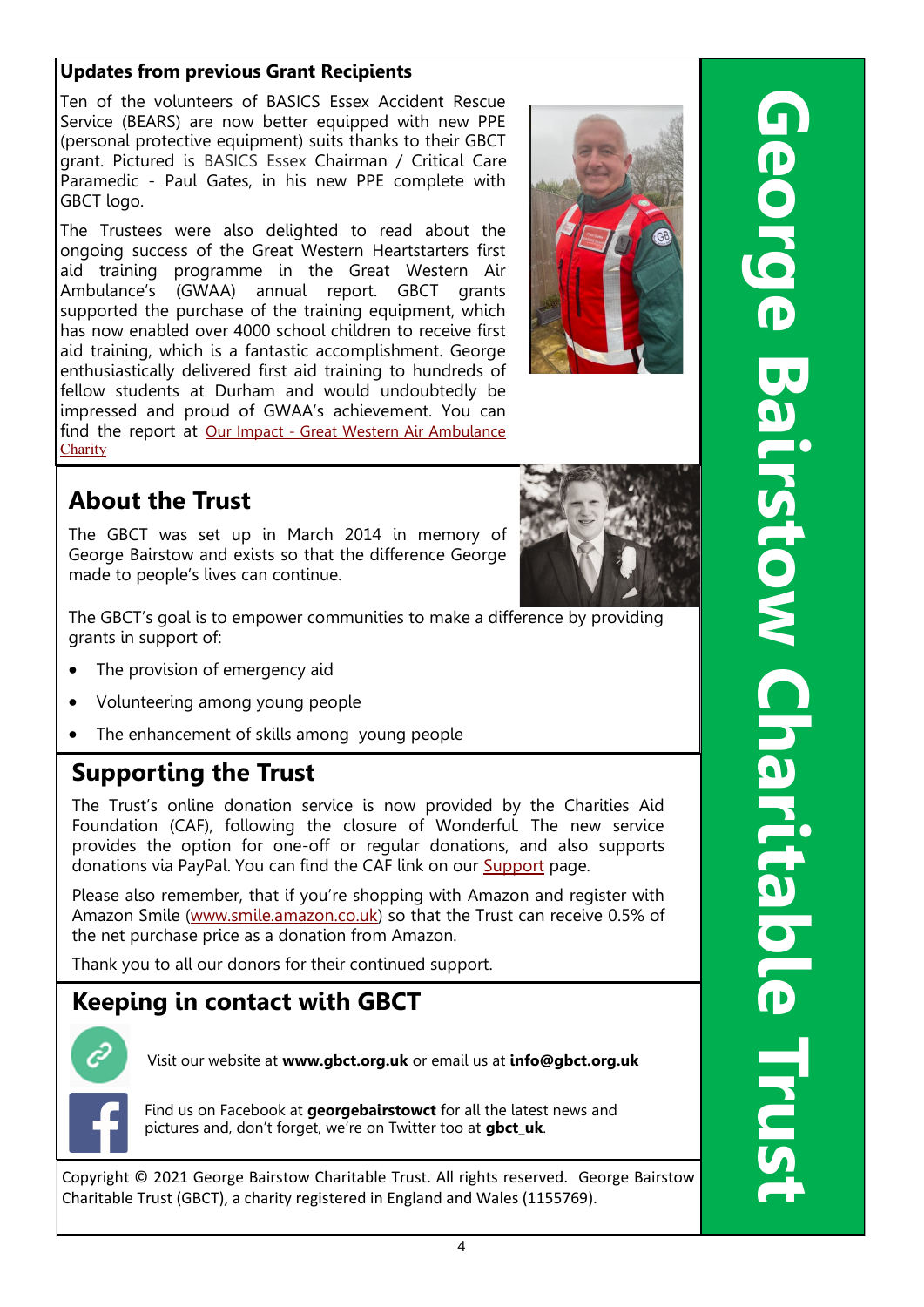## Updates from previous Grant Recipients

Ten of the volunteers of BASICS Essex Accident Rescue Service (BEARS) are now better equipped with new PPE (personal protective equipment) suits thanks to their GBCT grant. Pictured is BASICS Essex Chairman / Critical Care Paramedic - Paul Gates, in his new PPE complete with GBCT logo.

The Trustees were also delighted to read about the ongoing success of the Great Western Heartstarters first aid training programme in the Great Western Air Ambulance's (GWAA) annual report. GBCT grants supported the purchase of the training equipment, which has now enabled over 4000 school children to receive first aid training, which is a fantastic accomplishment. George enthusiastically delivered first aid training to hundreds of fellow students at Durham and would undoubtedly be impressed and proud of GWAA's achievement. You can find the report at Our Impact - Great Western Air Ambulance Charity

## About the Trust

The GBCT was set up in March 2014 in memory of George Bairstow and exists so that the difference George made to people's lives can continue.

The GBCT's goal is to empower communities to make a difference by providing grants in support of:

- The provision of emergency aid
- Volunteering among young people
- The enhancement of skills among young people

## Supporting the Trust

The Trust's online donation service is now provided by the Charities Aid Foundation (CAF), following the closure of Wonderful. The new service provides the option for one-off or regular donations, and also supports donations via PayPal. You can find the CAF link on our Support page.

Please also remember, that if you're shopping with Amazon and register with Amazon Smile (www.smile.amazon.co.uk) so that the Trust can receive 0.5% of the net purchase price as a donation from Amazon.

Thank you to all our donors for their continued support.

## Keeping in contact with GBCT

Visit our website at **www.gbct.org.uk** or email us at **info@gbct.org.uk**

Find us on Facebook at **georgebairstowct** for all the latest news and pictures and, don't forget, we're on Twitter too at **gbct_uk**.

Copyright © 2021 George Bairstow Charitable Trust. All rights reserved. George Bairstow Charitable Trust (GBCT), a charity registered in England and Wales (1155769).

**George Bairstow Charitable Trust**